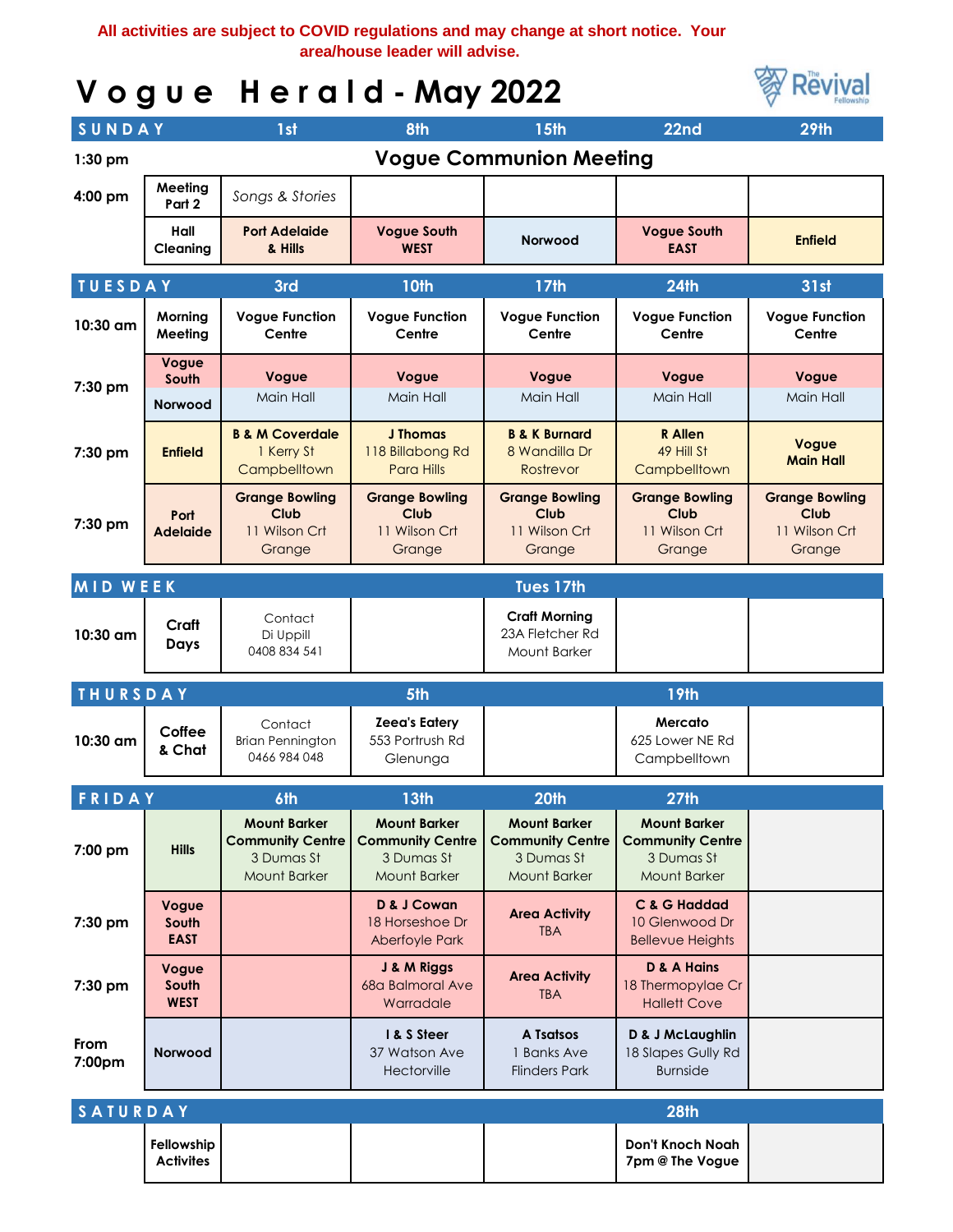**All activities are subject to COVID regulations and may change at short notice. Your area/house leader will advise.**

# Vogue Herald - May 2022

| SUNDAY | | 1st | 8th | 15th | 22nd | 29th |
|---|---|---|---|---|---|---|
| 1:30 pm | Vogue Communion Meeting | | | | | |
| 4:00 pm | Meeting Part 2 | *Songs & Stories* | | | | |
| | Hall Cleaning | Port Adelaide & Hills | Vogue South WEST | Norwood | Vogue South EAST | Enfield |

| TUESDAY | | 3rd | 10th | 17th | 24th | 31st |
|---|---|---|---|---|---|---|
| 10:30 am | Morning Meeting | Vogue Function Centre | Vogue Function Centre | Vogue Function Centre | Vogue Function Centre | Vogue Function Centre |
| 7:30 pm | Vogue South / Norwood | Vogue Main Hall | Vogue Main Hall | Vogue Main Hall | Vogue Main Hall | Vogue Main Hall |
| 7:30 pm | Enfield | **B & M Coverdale** 1 Kerry St Campbelltown | **J Thomas** 118 Billabong Rd Para Hills | **B & K Burnard** 8 Wandilla Dr Rostrevor | **R Allen** 49 Hill St Campbelltown | **Vogue Main Hall** |
| 7:30 pm | Port Adelaide | **Grange Bowling Club** 11 Wilson Crt Grange | **Grange Bowling Club** 11 Wilson Crt Grange | **Grange Bowling Club** 11 Wilson Crt Grange | **Grange Bowling Club** 11 Wilson Crt Grange | **Grange Bowling Club** 11 Wilson Crt Grange |

| MID WEEK | | | | Tues 17th | | |
|---|---|---|---|---|---|---|
| 10:30 am | Craft Days | Contact Di Uppill 0408 834 541 | | **Craft Morning** 23A Fletcher Rd Mount Barker | | |

| THURSDAY | | | 5th | | 19th | |
|---|---|---|---|---|---|---|
| 10:30 am | Coffee & Chat | Contact Brian Pennington 0466 984 048 | **Zeea's Eatery** 553 Portrush Rd Glenunga | | **Mercato** 625 Lower NE Rd Campbelltown | |

| FRIDAY | | 6th | 13th | 20th | 27th | |
|---|---|---|---|---|---|---|
| 7:00 pm | Hills | **Mount Barker Community Centre** 3 Dumas St Mount Barker | **Mount Barker Community Centre** 3 Dumas St Mount Barker | **Mount Barker Community Centre** 3 Dumas St Mount Barker | **Mount Barker Community Centre** 3 Dumas St Mount Barker | |
| 7:30 pm | Vogue South EAST | | **D & J Cowan** 18 Horseshoe Dr Aberfoyle Park | **Area Activity** TBA | **C & G Haddad** 10 Glenwood Dr Bellevue Heights | |
| 7:30 pm | Vogue South WEST | | **J & M Riggs** 68a Balmoral Ave Warradale | **Area Activity** TBA | **D & A Hains** 18 Thermopylae Cr Hallett Cove | |
| From 7:00pm | Norwood | | **I & S Steer** 37 Watson Ave Hectorville | **A Tsatsos** 1 Banks Ave Flinders Park | **D & J McLaughlin** 18 Slapes Gully Rd Burnside | |

| SATURDAY | | | | | 28th | |
|---|---|---|---|---|---|---|
| | Fellowship Activites | | | | **Don't Knoch Noah 7pm @ The Vogue** | |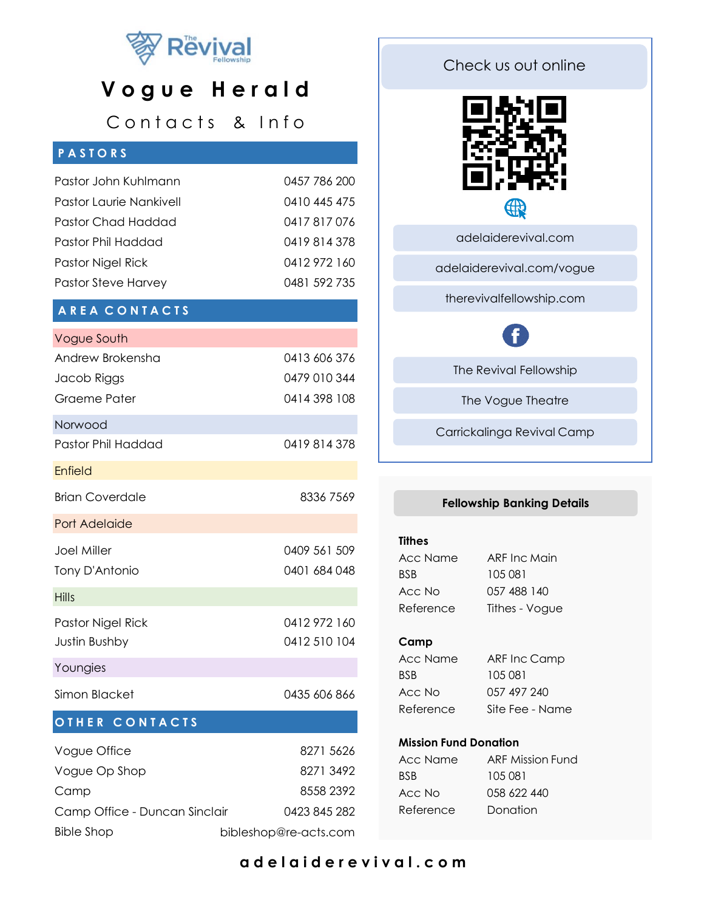# Vogue Herald

## Contacts & Info

### PASTORS

| | |
|---|---|
| Pastor John Kuhlmann | 0457 786 200 |
| Pastor Laurie Nankivell | 0410 445 475 |
| Pastor Chad Haddad | 0417 817 076 |
| Pastor Phil Haddad | 0419 814 378 |
| Pastor Nigel Rick | 0412 972 160 |
| Pastor Steve Harvey | 0481 592 735 |

### AREA CONTACTS

| | |
|---|---|
| **Vogue South** | |
| Andrew Brokensha | 0413 606 376 |
| Jacob Riggs | 0479 010 344 |
| Graeme Pater | 0414 398 108 |
| **Norwood** | |
| Pastor Phil Haddad | 0419 814 378 |
| **Enfield** | |
| Brian Coverdale | 8336 7569 |
| **Port Adelaide** | |
| Joel Miller | 0409 561 509 |
| Tony D'Antonio | 0401 684 048 |
| **Hills** | |
| Pastor Nigel Rick | 0412 972 160 |
| Justin Bushby | 0412 510 104 |
| **Youngies** | |
| Simon Blacket | 0435 606 866 |

### OTHER CONTACTS

| | |
|---|---|
| Vogue Office | 8271 5626 |
| Vogue Op Shop | 8271 3492 |
| Camp | 8558 2392 |
| Camp Office - Duncan Sinclair | 0423 845 282 |
| Bible Shop | bibleshop@re-acts.com |

### Check us out online

- adelaiderevival.com
- adelaiderevival.com/vogue
- therevivalfellowship.com

Facebook:

- The Revival Fellowship
- The Vogue Theatre
- Carrickalinga Revival Camp

### Fellowship Banking Details

**Tithes**

| | |
|---|---|
| Acc Name | ARF Inc Main |
| BSB | 105 081 |
| Acc No | 057 488 140 |
| Reference | Tithes - Vogue |

**Camp**

| | |
|---|---|
| Acc Name | ARF Inc Camp |
| BSB | 105 081 |
| Acc No | 057 497 240 |
| Reference | Site Fee - Name |

**Mission Fund Donation**

| | |
|---|---|
| Acc Name | ARF Mission Fund |
| BSB | 105 081 |
| Acc No | 058 622 440 |
| Reference | Donation |

adelaiderevival.com